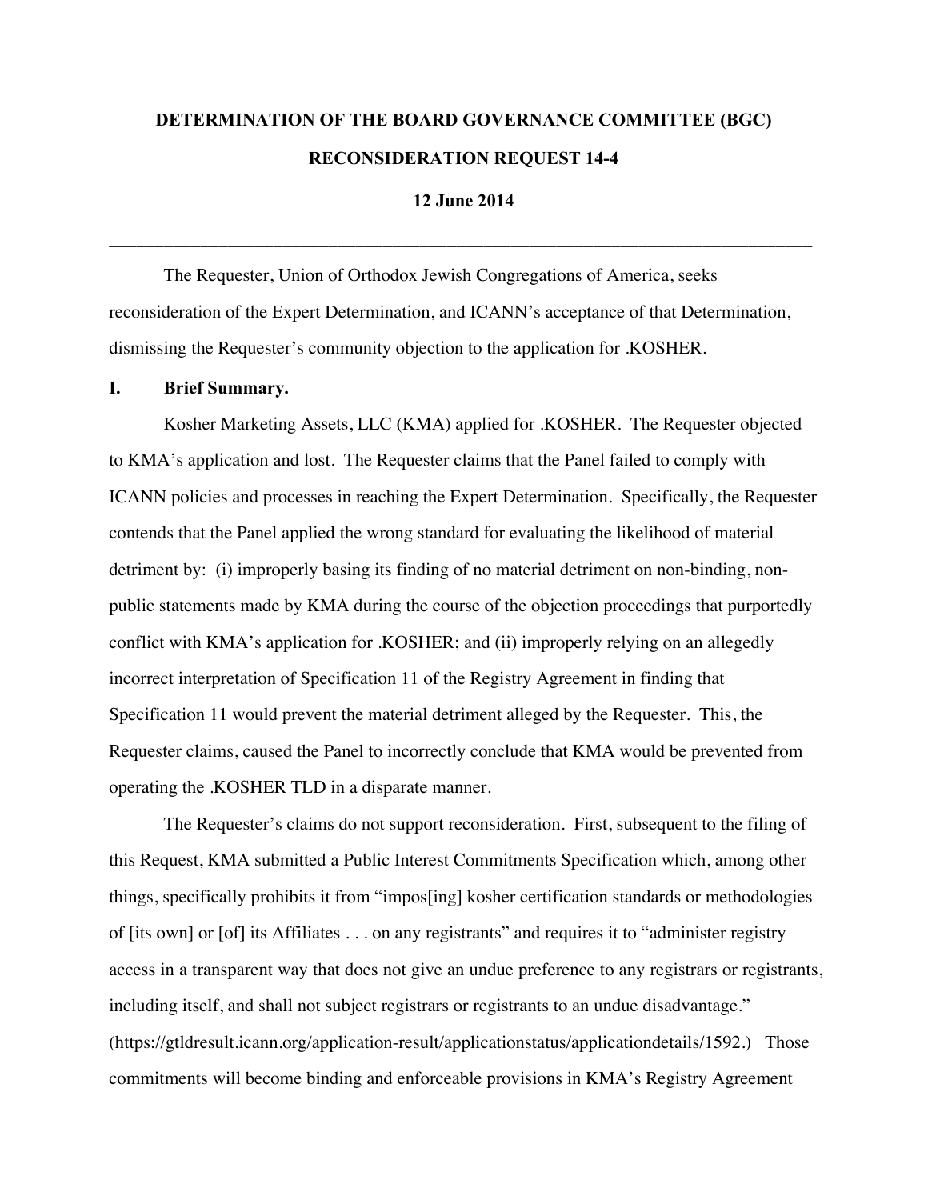**DETERMINATION OF THE BOARD GOVERNANCE COMMITTEE (BGC)**

**RECONSIDERATION REQUEST 14-4**

**12 June 2014**

---

The Requester, Union of Orthodox Jewish Congregations of America, seeks reconsideration of the Expert Determination, and ICANN's acceptance of that Determination, dismissing the Requester's community objection to the application for .KOSHER.

## I. Brief Summary.

Kosher Marketing Assets, LLC (KMA) applied for .KOSHER. The Requester objected to KMA's application and lost. The Requester claims that the Panel failed to comply with ICANN policies and processes in reaching the Expert Determination. Specifically, the Requester contends that the Panel applied the wrong standard for evaluating the likelihood of material detriment by: (i) improperly basing its finding of no material detriment on non-binding, non-public statements made by KMA during the course of the objection proceedings that purportedly conflict with KMA's application for .KOSHER; and (ii) improperly relying on an allegedly incorrect interpretation of Specification 11 of the Registry Agreement in finding that Specification 11 would prevent the material detriment alleged by the Requester. This, the Requester claims, caused the Panel to incorrectly conclude that KMA would be prevented from operating the .KOSHER TLD in a disparate manner.

The Requester's claims do not support reconsideration. First, subsequent to the filing of this Request, KMA submitted a Public Interest Commitments Specification which, among other things, specifically prohibits it from "impos[ing] kosher certification standards or methodologies of [its own] or [of] its Affiliates . . . on any registrants" and requires it to "administer registry access in a transparent way that does not give an undue preference to any registrars or registrants, including itself, and shall not subject registrars or registrants to an undue disadvantage." (https://gtldresult.icann.org/application-result/applicationstatus/applicationdetails/1592.) Those commitments will become binding and enforceable provisions in KMA's Registry Agreement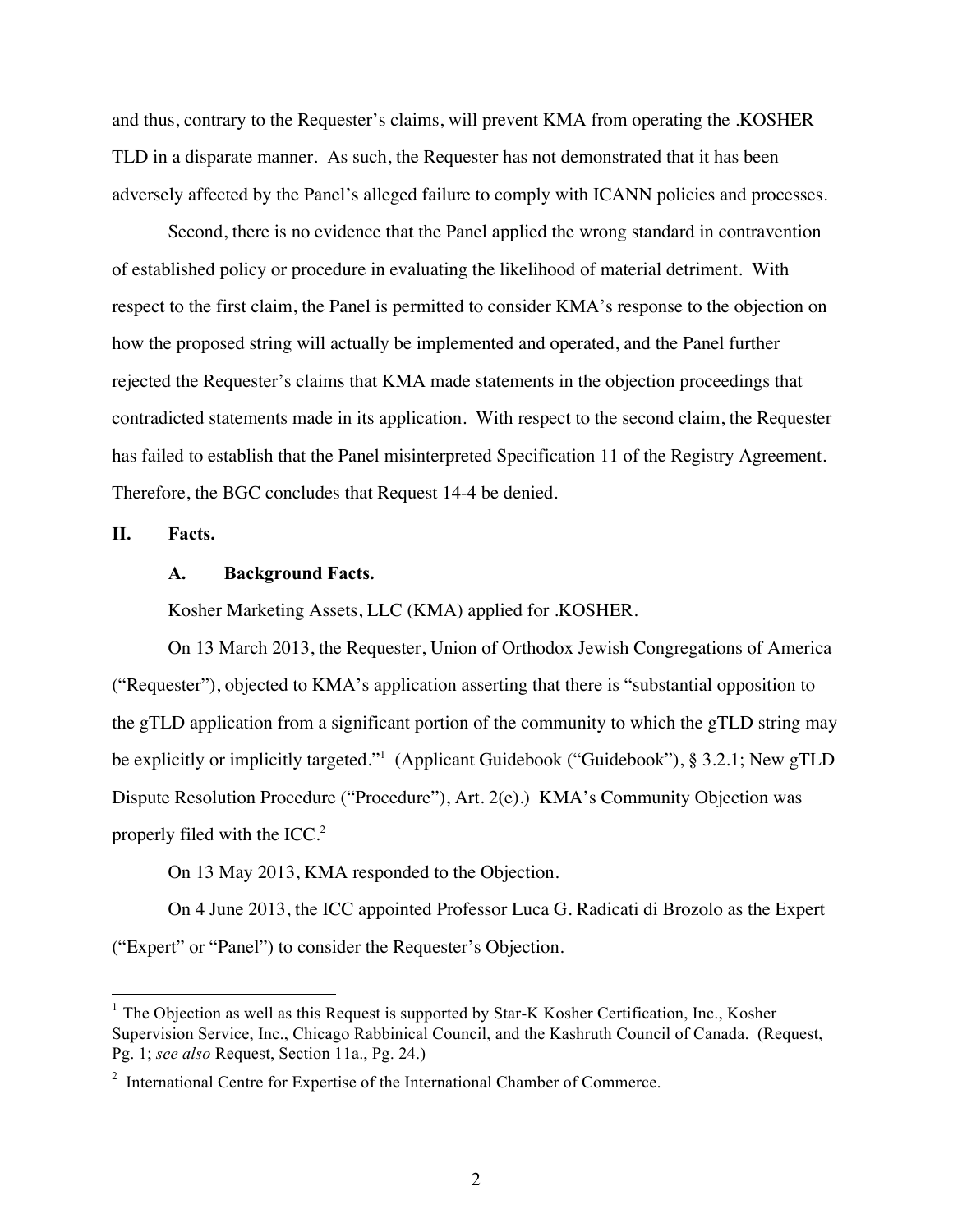and thus, contrary to the Requester's claims, will prevent KMA from operating the .KOSHER TLD in a disparate manner. As such, the Requester has not demonstrated that it has been adversely affected by the Panel's alleged failure to comply with ICANN policies and processes.

Second, there is no evidence that the Panel applied the wrong standard in contravention of established policy or procedure in evaluating the likelihood of material detriment. With respect to the first claim, the Panel is permitted to consider KMA's response to the objection on how the proposed string will actually be implemented and operated, and the Panel further rejected the Requester's claims that KMA made statements in the objection proceedings that contradicted statements made in its application. With respect to the second claim, the Requester has failed to establish that the Panel misinterpreted Specification 11 of the Registry Agreement. Therefore, the BGC concludes that Request 14-4 be denied.

## II. Facts.

### A. Background Facts.

Kosher Marketing Assets, LLC (KMA) applied for .KOSHER.

On 13 March 2013, the Requester, Union of Orthodox Jewish Congregations of America ("Requester"), objected to KMA's application asserting that there is "substantial opposition to the gTLD application from a significant portion of the community to which the gTLD string may be explicitly or implicitly targeted."[1] (Applicant Guidebook ("Guidebook"), § 3.2.1; New gTLD Dispute Resolution Procedure ("Procedure"), Art. 2(e).) KMA's Community Objection was properly filed with the ICC.[2]

On 13 May 2013, KMA responded to the Objection.

On 4 June 2013, the ICC appointed Professor Luca G. Radicati di Brozolo as the Expert ("Expert" or "Panel") to consider the Requester's Objection.

---

[1] The Objection as well as this Request is supported by Star-K Kosher Certification, Inc., Kosher Supervision Service, Inc., Chicago Rabbinical Council, and the Kashruth Council of Canada. (Request, Pg. 1; *see also* Request, Section 11a., Pg. 24.)

[2] International Centre for Expertise of the International Chamber of Commerce.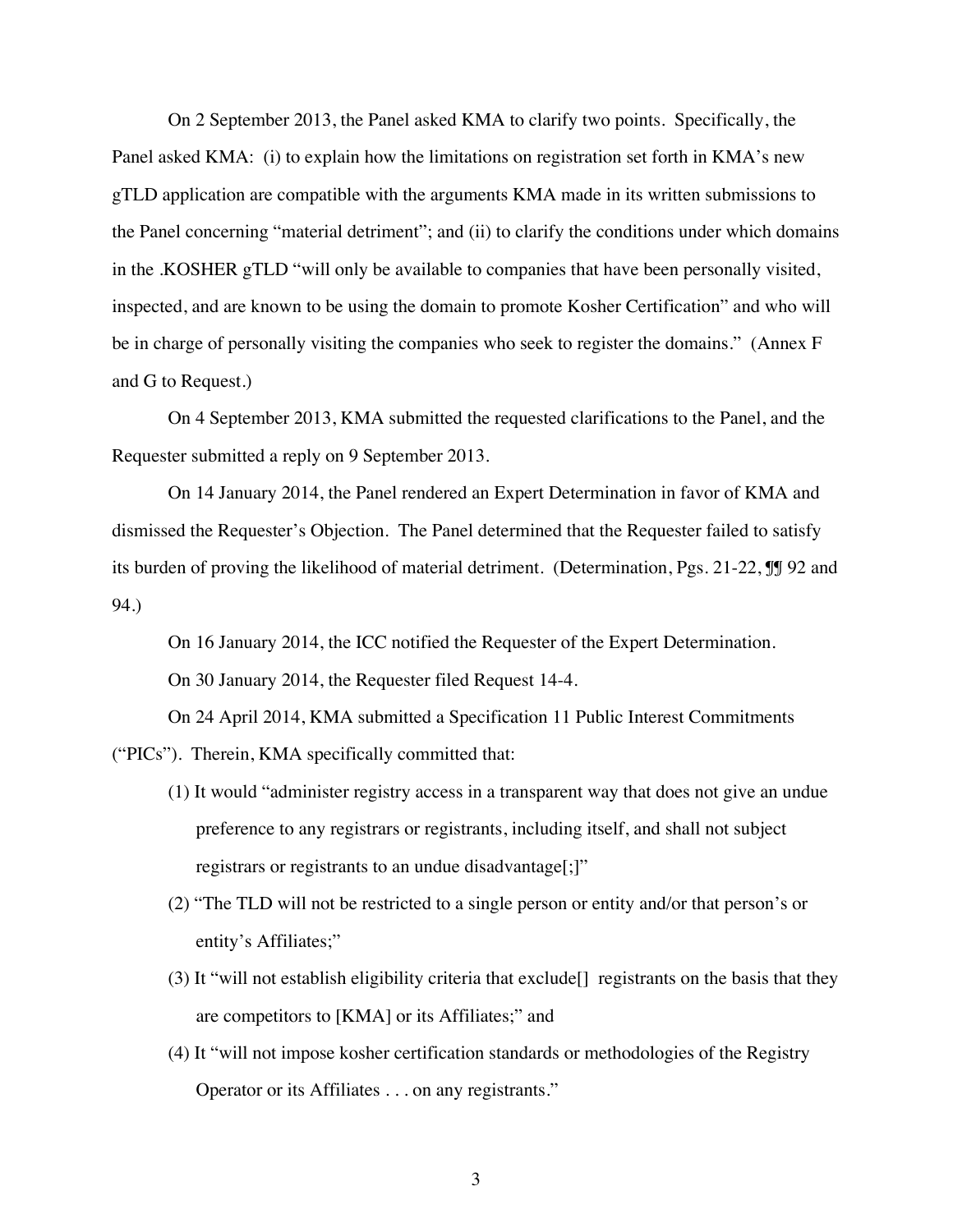On 2 September 2013, the Panel asked KMA to clarify two points. Specifically, the Panel asked KMA: (i) to explain how the limitations on registration set forth in KMA's new gTLD application are compatible with the arguments KMA made in its written submissions to the Panel concerning "material detriment"; and (ii) to clarify the conditions under which domains in the .KOSHER gTLD "will only be available to companies that have been personally visited, inspected, and are known to be using the domain to promote Kosher Certification" and who will be in charge of personally visiting the companies who seek to register the domains." (Annex F and G to Request.)

On 4 September 2013, KMA submitted the requested clarifications to the Panel, and the Requester submitted a reply on 9 September 2013.

On 14 January 2014, the Panel rendered an Expert Determination in favor of KMA and dismissed the Requester's Objection. The Panel determined that the Requester failed to satisfy its burden of proving the likelihood of material detriment. (Determination, Pgs. 21-22, ¶¶ 92 and 94.)

On 16 January 2014, the ICC notified the Requester of the Expert Determination.

On 30 January 2014, the Requester filed Request 14-4.

On 24 April 2014, KMA submitted a Specification 11 Public Interest Commitments ("PICs"). Therein, KMA specifically committed that:

(1) It would "administer registry access in a transparent way that does not give an undue preference to any registrars or registrants, including itself, and shall not subject registrars or registrants to an undue disadvantage[;]"

(2) "The TLD will not be restricted to a single person or entity and/or that person's or entity's Affiliates;"

(3) It "will not establish eligibility criteria that exclude[] registrants on the basis that they are competitors to [KMA] or its Affiliates;" and

(4) It "will not impose kosher certification standards or methodologies of the Registry Operator or its Affiliates . . . on any registrants."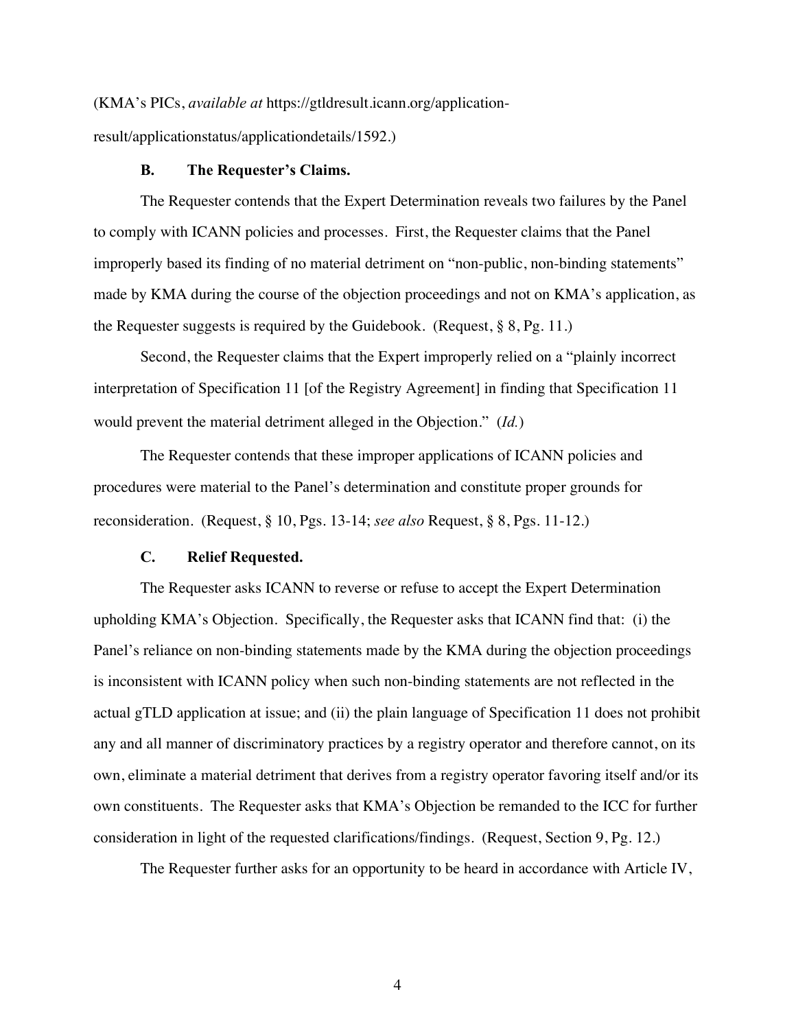(KMA's PICs, *available at* https://gtldresult.icann.org/application-result/applicationstatus/applicationdetails/1592.)

### B. The Requester's Claims.

The Requester contends that the Expert Determination reveals two failures by the Panel to comply with ICANN policies and processes. First, the Requester claims that the Panel improperly based its finding of no material detriment on "non-public, non-binding statements" made by KMA during the course of the objection proceedings and not on KMA's application, as the Requester suggests is required by the Guidebook. (Request, § 8, Pg. 11.)

Second, the Requester claims that the Expert improperly relied on a "plainly incorrect interpretation of Specification 11 [of the Registry Agreement] in finding that Specification 11 would prevent the material detriment alleged in the Objection." (*Id.*)

The Requester contends that these improper applications of ICANN policies and procedures were material to the Panel's determination and constitute proper grounds for reconsideration. (Request, § 10, Pgs. 13-14; *see also* Request, § 8, Pgs. 11-12.)

### C. Relief Requested.

The Requester asks ICANN to reverse or refuse to accept the Expert Determination upholding KMA's Objection. Specifically, the Requester asks that ICANN find that: (i) the Panel's reliance on non-binding statements made by the KMA during the objection proceedings is inconsistent with ICANN policy when such non-binding statements are not reflected in the actual gTLD application at issue; and (ii) the plain language of Specification 11 does not prohibit any and all manner of discriminatory practices by a registry operator and therefore cannot, on its own, eliminate a material detriment that derives from a registry operator favoring itself and/or its own constituents. The Requester asks that KMA's Objection be remanded to the ICC for further consideration in light of the requested clarifications/findings. (Request, Section 9, Pg. 12.)

The Requester further asks for an opportunity to be heard in accordance with Article IV,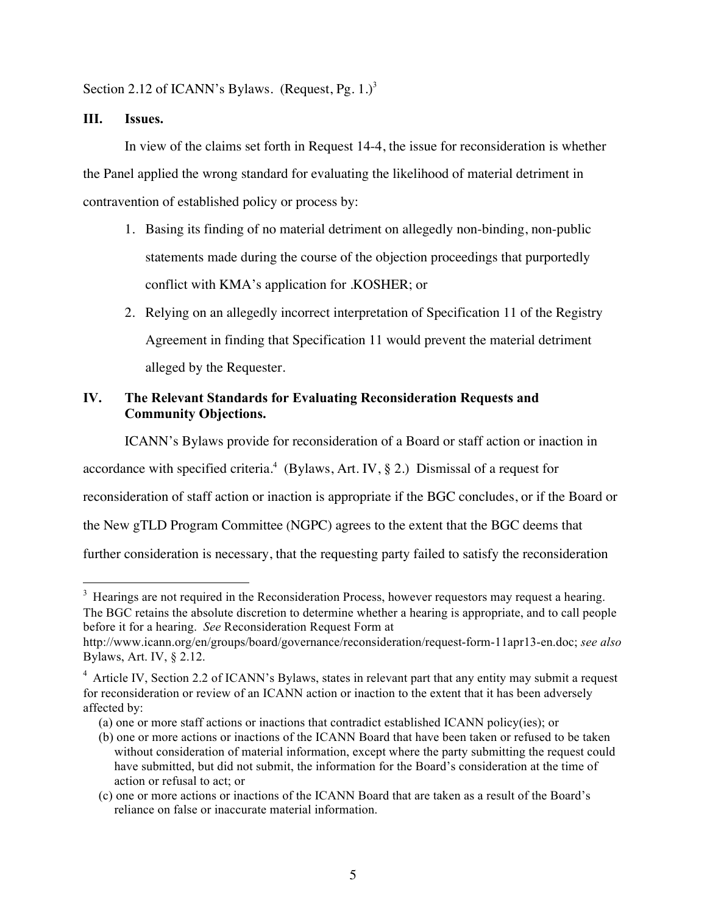Section 2.12 of ICANN's Bylaws. (Request, Pg. 1.)[3]

## III. Issues.

In view of the claims set forth in Request 14-4, the issue for reconsideration is whether the Panel applied the wrong standard for evaluating the likelihood of material detriment in contravention of established policy or process by:

1. Basing its finding of no material detriment on allegedly non-binding, non-public statements made during the course of the objection proceedings that purportedly conflict with KMA's application for .KOSHER; or
2. Relying on an allegedly incorrect interpretation of Specification 11 of the Registry Agreement in finding that Specification 11 would prevent the material detriment alleged by the Requester.

## IV. The Relevant Standards for Evaluating Reconsideration Requests and Community Objections.

ICANN's Bylaws provide for reconsideration of a Board or staff action or inaction in accordance with specified criteria.[4] (Bylaws, Art. IV, § 2.) Dismissal of a request for reconsideration of staff action or inaction is appropriate if the BGC concludes, or if the Board or the New gTLD Program Committee (NGPC) agrees to the extent that the BGC deems that further consideration is necessary, that the requesting party failed to satisfy the reconsideration

---

[3] Hearings are not required in the Reconsideration Process, however requestors may request a hearing. The BGC retains the absolute discretion to determine whether a hearing is appropriate, and to call people before it for a hearing. *See* Reconsideration Request Form at http://www.icann.org/en/groups/board/governance/reconsideration/request-form-11apr13-en.doc; *see also* Bylaws, Art. IV, § 2.12.

[4] Article IV, Section 2.2 of ICANN's Bylaws, states in relevant part that any entity may submit a request for reconsideration or review of an ICANN action or inaction to the extent that it has been adversely affected by:

(a) one or more staff actions or inactions that contradict established ICANN policy(ies); or

(b) one or more actions or inactions of the ICANN Board that have been taken or refused to be taken without consideration of material information, except where the party submitting the request could have submitted, but did not submit, the information for the Board's consideration at the time of action or refusal to act; or

(c) one or more actions or inactions of the ICANN Board that are taken as a result of the Board's reliance on false or inaccurate material information.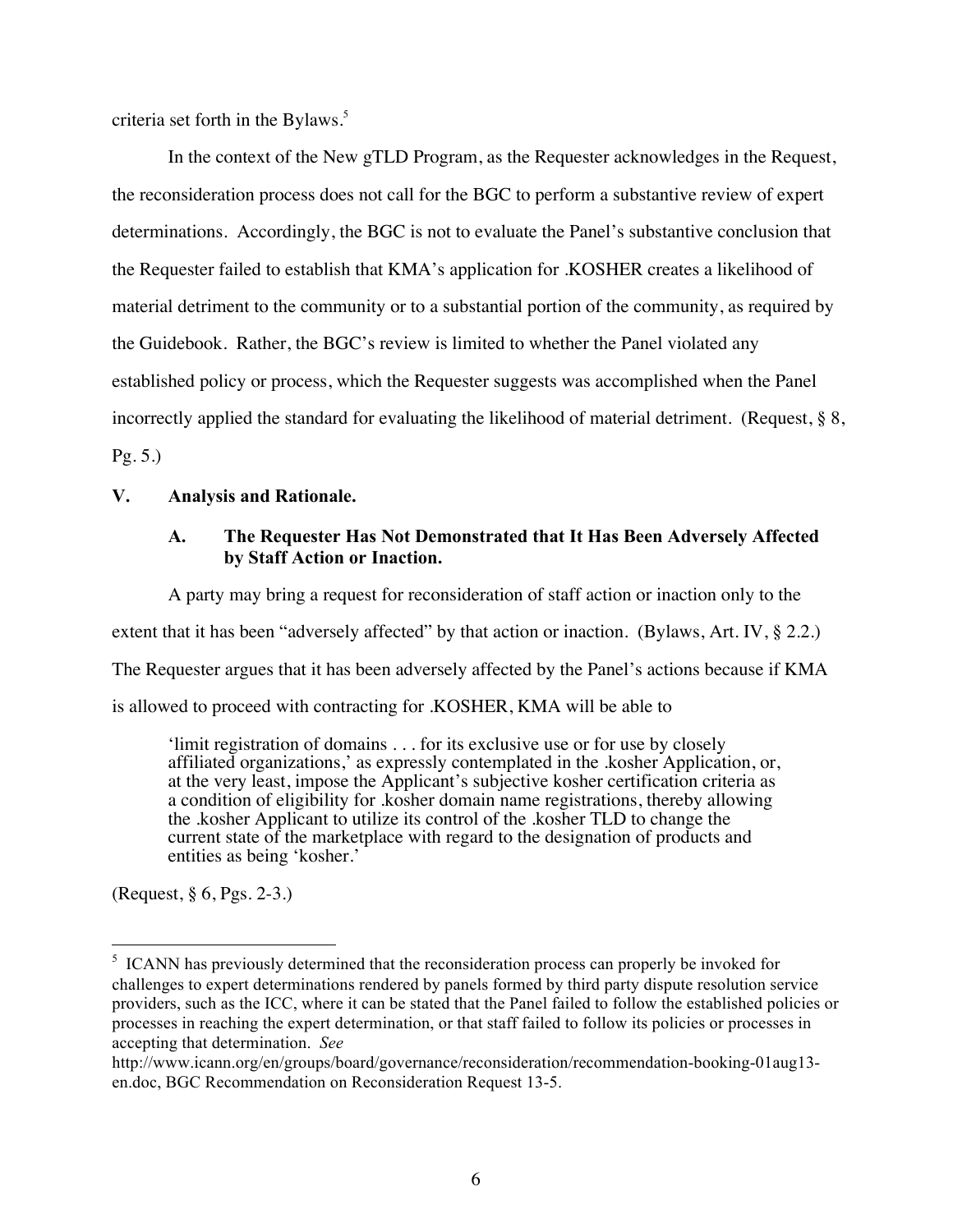criteria set forth in the Bylaws.[5]

In the context of the New gTLD Program, as the Requester acknowledges in the Request, the reconsideration process does not call for the BGC to perform a substantive review of expert determinations. Accordingly, the BGC is not to evaluate the Panel's substantive conclusion that the Requester failed to establish that KMA's application for .KOSHER creates a likelihood of material detriment to the community or to a substantial portion of the community, as required by the Guidebook. Rather, the BGC's review is limited to whether the Panel violated any established policy or process, which the Requester suggests was accomplished when the Panel incorrectly applied the standard for evaluating the likelihood of material detriment. (Request, § 8, Pg. 5.)

## V. Analysis and Rationale.

### A. The Requester Has Not Demonstrated that It Has Been Adversely Affected by Staff Action or Inaction.

A party may bring a request for reconsideration of staff action or inaction only to the extent that it has been "adversely affected" by that action or inaction. (Bylaws, Art. IV, § 2.2.) The Requester argues that it has been adversely affected by the Panel's actions because if KMA is allowed to proceed with contracting for .KOSHER, KMA will be able to

> 'limit registration of domains . . . for its exclusive use or for use by closely affiliated organizations,' as expressly contemplated in the .kosher Application, or, at the very least, impose the Applicant's subjective kosher certification criteria as a condition of eligibility for .kosher domain name registrations, thereby allowing the .kosher Applicant to utilize its control of the .kosher TLD to change the current state of the marketplace with regard to the designation of products and entities as being 'kosher.'

(Request, § 6, Pgs. 2-3.)

---

[5] ICANN has previously determined that the reconsideration process can properly be invoked for challenges to expert determinations rendered by panels formed by third party dispute resolution service providers, such as the ICC, where it can be stated that the Panel failed to follow the established policies or processes in reaching the expert determination, or that staff failed to follow its policies or processes in accepting that determination. *See* http://www.icann.org/en/groups/board/governance/reconsideration/recommendation-booking-01aug13-en.doc, BGC Recommendation on Reconsideration Request 13-5.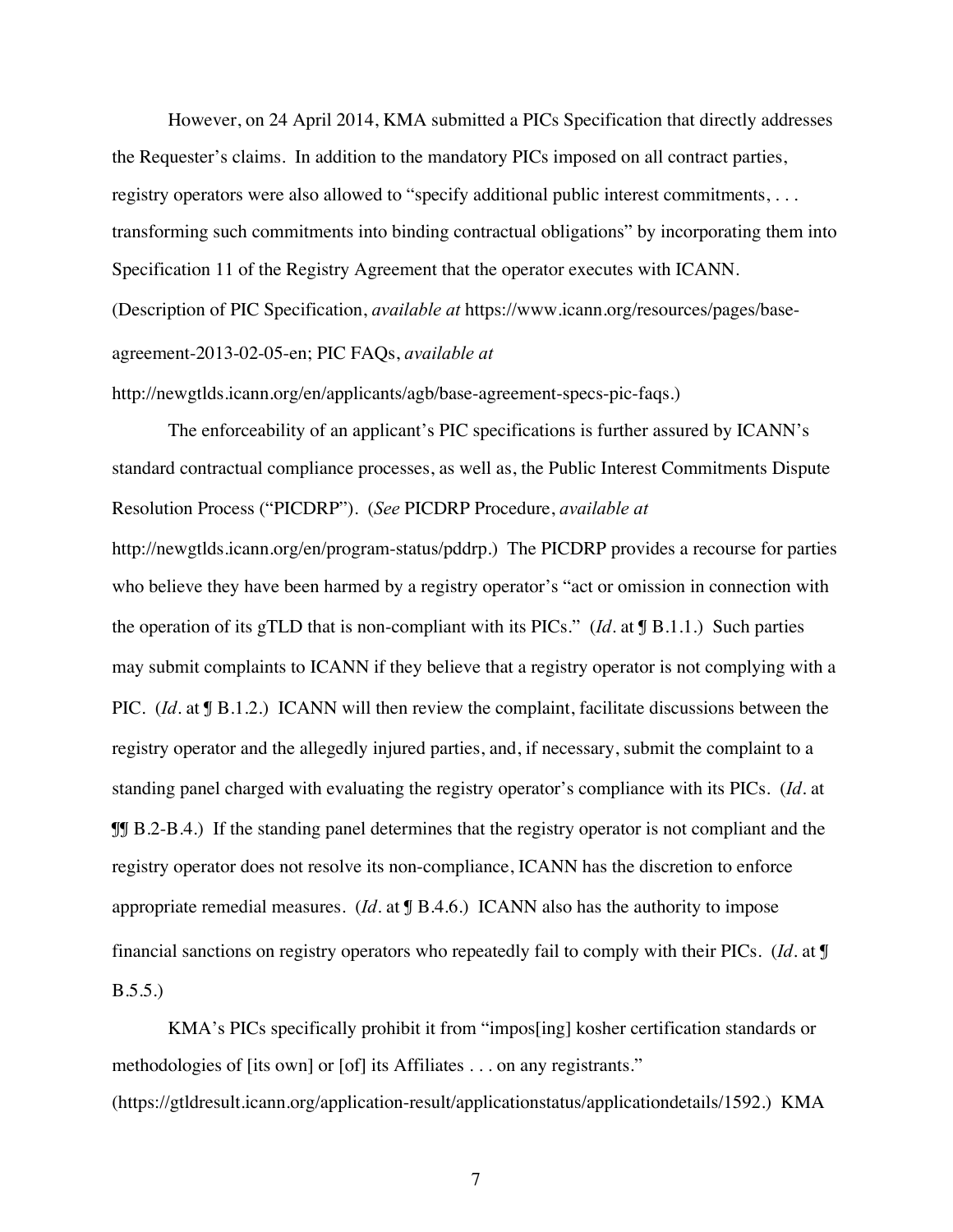However, on 24 April 2014, KMA submitted a PICs Specification that directly addresses the Requester's claims. In addition to the mandatory PICs imposed on all contract parties, registry operators were also allowed to "specify additional public interest commitments, . . . transforming such commitments into binding contractual obligations" by incorporating them into Specification 11 of the Registry Agreement that the operator executes with ICANN. (Description of PIC Specification, *available at* https://www.icann.org/resources/pages/base-agreement-2013-02-05-en; PIC FAQs, *available at* http://newgtlds.icann.org/en/applicants/agb/base-agreement-specs-pic-faqs.)

The enforceability of an applicant's PIC specifications is further assured by ICANN's standard contractual compliance processes, as well as, the Public Interest Commitments Dispute Resolution Process ("PICDRP"). (*See* PICDRP Procedure, *available at* http://newgtlds.icann.org/en/program-status/pddrp.) The PICDRP provides a recourse for parties who believe they have been harmed by a registry operator's "act or omission in connection with the operation of its gTLD that is non-compliant with its PICs." (*Id.* at ¶ B.1.1.) Such parties may submit complaints to ICANN if they believe that a registry operator is not complying with a PIC. (*Id.* at ¶ B.1.2.) ICANN will then review the complaint, facilitate discussions between the registry operator and the allegedly injured parties, and, if necessary, submit the complaint to a standing panel charged with evaluating the registry operator's compliance with its PICs. (*Id.* at ¶¶ B.2-B.4.) If the standing panel determines that the registry operator is not compliant and the registry operator does not resolve its non-compliance, ICANN has the discretion to enforce appropriate remedial measures. (*Id.* at ¶ B.4.6.) ICANN also has the authority to impose financial sanctions on registry operators who repeatedly fail to comply with their PICs. (*Id.* at ¶ B.5.5.)

KMA's PICs specifically prohibit it from "impos[ing] kosher certification standards or methodologies of [its own] or [of] its Affiliates . . . on any registrants." (https://gtldresult.icann.org/application-result/applicationstatus/applicationdetails/1592.) KMA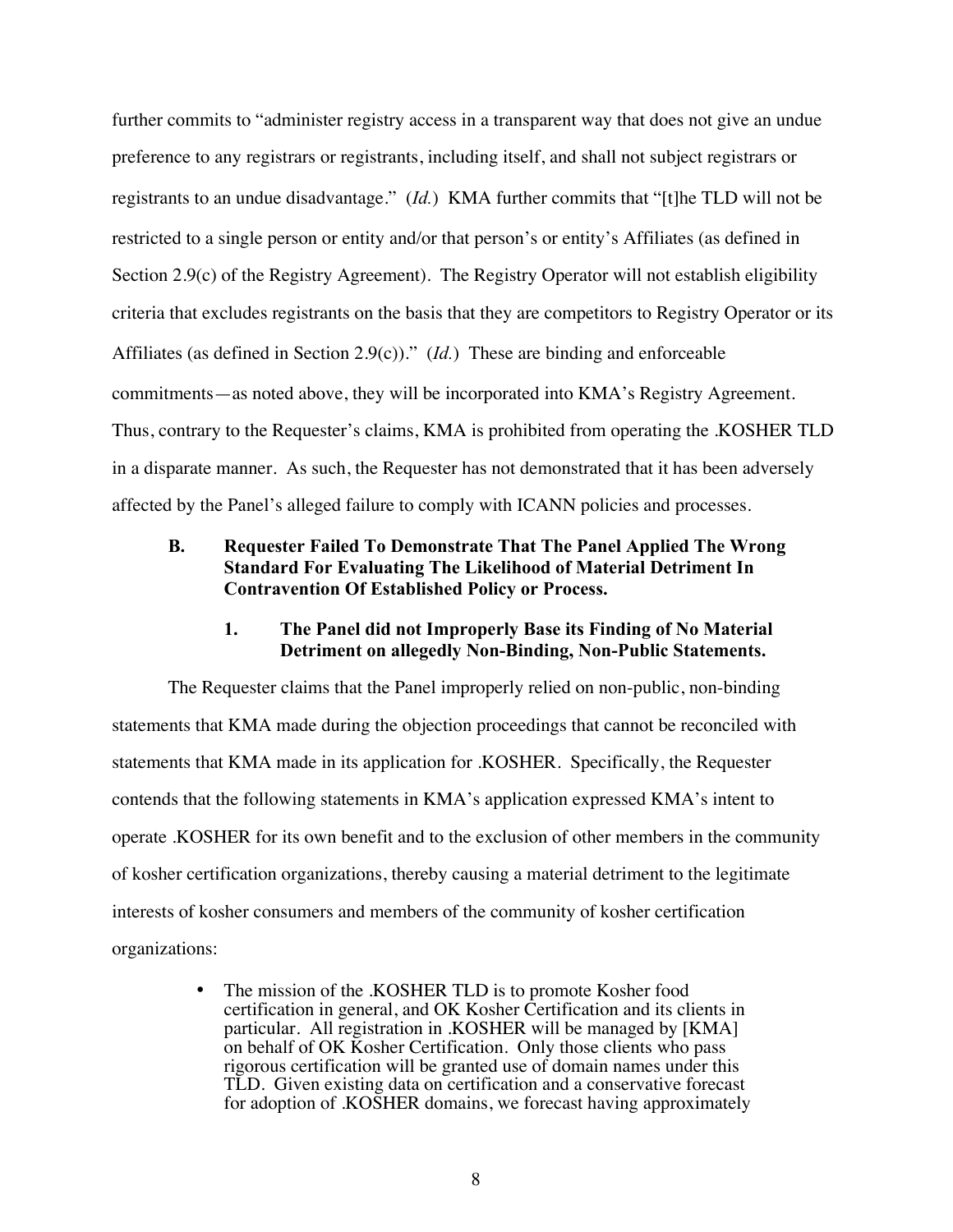further commits to "administer registry access in a transparent way that does not give an undue preference to any registrars or registrants, including itself, and shall not subject registrars or registrants to an undue disadvantage." (*Id.*) KMA further commits that "[t]he TLD will not be restricted to a single person or entity and/or that person's or entity's Affiliates (as defined in Section 2.9(c) of the Registry Agreement). The Registry Operator will not establish eligibility criteria that excludes registrants on the basis that they are competitors to Registry Operator or its Affiliates (as defined in Section 2.9(c))." (*Id.*) These are binding and enforceable commitments—as noted above, they will be incorporated into KMA's Registry Agreement. Thus, contrary to the Requester's claims, KMA is prohibited from operating the .KOSHER TLD in a disparate manner. As such, the Requester has not demonstrated that it has been adversely affected by the Panel's alleged failure to comply with ICANN policies and processes.

### B. Requester Failed To Demonstrate That The Panel Applied The Wrong Standard For Evaluating The Likelihood of Material Detriment In Contravention Of Established Policy or Process.

#### 1. The Panel did not Improperly Base its Finding of No Material Detriment on allegedly Non-Binding, Non-Public Statements.

The Requester claims that the Panel improperly relied on non-public, non-binding statements that KMA made during the objection proceedings that cannot be reconciled with statements that KMA made in its application for .KOSHER. Specifically, the Requester contends that the following statements in KMA's application expressed KMA's intent to operate .KOSHER for its own benefit and to the exclusion of other members in the community of kosher certification organizations, thereby causing a material detriment to the legitimate interests of kosher consumers and members of the community of kosher certification organizations:

- The mission of the .KOSHER TLD is to promote Kosher food certification in general, and OK Kosher Certification and its clients in particular. All registration in .KOSHER will be managed by [KMA] on behalf of OK Kosher Certification. Only those clients who pass rigorous certification will be granted use of domain names under this TLD. Given existing data on certification and a conservative forecast for adoption of .KOSHER domains, we forecast having approximately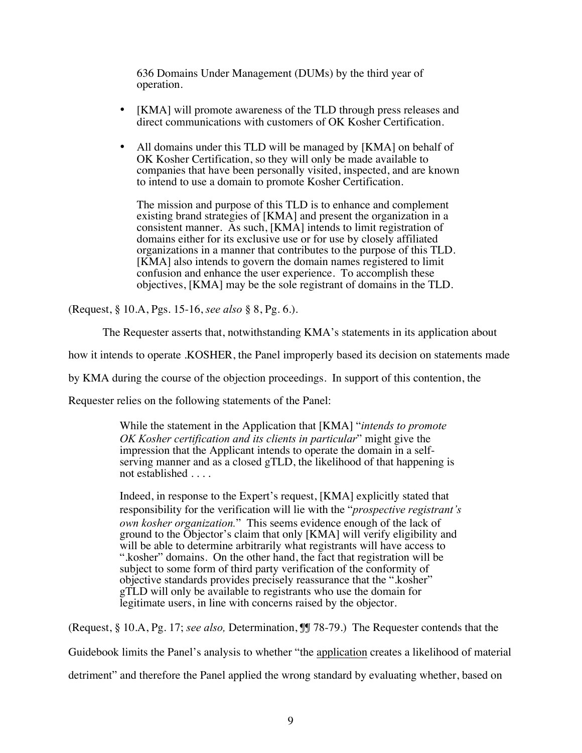> 636 Domains Under Management (DUMs) by the third year of operation.
>
> - [KMA] will promote awareness of the TLD through press releases and direct communications with customers of OK Kosher Certification.
>
> - All domains under this TLD will be managed by [KMA] on behalf of OK Kosher Certification, so they will only be made available to companies that have been personally visited, inspected, and are known to intend to use a domain to promote Kosher Certification.
>
>   The mission and purpose of this TLD is to enhance and complement existing brand strategies of [KMA] and present the organization in a consistent manner. As such, [KMA] intends to limit registration of domains either for its exclusive use or for use by closely affiliated organizations in a manner that contributes to the purpose of this TLD. [KMA] also intends to govern the domain names registered to limit confusion and enhance the user experience. To accomplish these objectives, [KMA] may be the sole registrant of domains in the TLD.

(Request, § 10.A, Pgs. 15-16, *see also* § 8, Pg. 6.).

The Requester asserts that, notwithstanding KMA's statements in its application about how it intends to operate .KOSHER, the Panel improperly based its decision on statements made by KMA during the course of the objection proceedings. In support of this contention, the Requester relies on the following statements of the Panel:

> While the statement in the Application that [KMA] "*intends to promote OK Kosher certification and its clients in particular*" might give the impression that the Applicant intends to operate the domain in a self-serving manner and as a closed gTLD, the likelihood of that happening is not established . . . .
>
> Indeed, in response to the Expert's request, [KMA] explicitly stated that responsibility for the verification will lie with the "*prospective registrant's own kosher organization.*" This seems evidence enough of the lack of ground to the Objector's claim that only [KMA] will verify eligibility and will be able to determine arbitrarily what registrants will have access to ".kosher" domains. On the other hand, the fact that registration will be subject to some form of third party verification of the conformity of objective standards provides precisely reassurance that the ".kosher" gTLD will only be available to registrants who use the domain for legitimate users, in line with concerns raised by the objector.

(Request, § 10.A, Pg. 17; *see also,* Determination, ¶¶ 78-79.) The Requester contends that the Guidebook limits the Panel's analysis to whether "the <u>application</u> creates a likelihood of material detriment" and therefore the Panel applied the wrong standard by evaluating whether, based on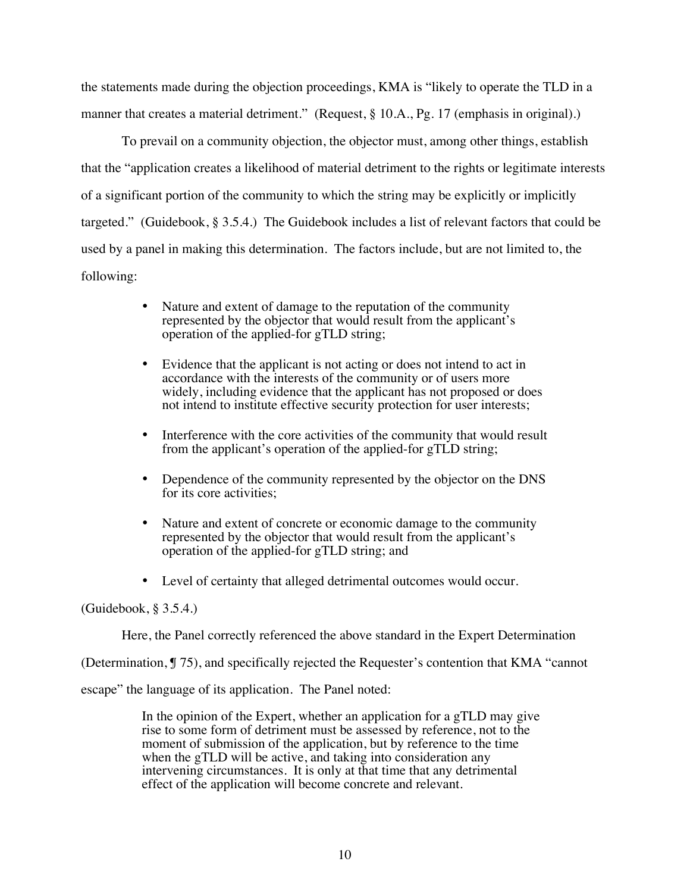the statements made during the objection proceedings, KMA is "likely to operate the TLD in a manner that creates a material detriment." (Request, § 10.A., Pg. 17 (emphasis in original).)

To prevail on a community objection, the objector must, among other things, establish that the "application creates a likelihood of material detriment to the rights or legitimate interests of a significant portion of the community to which the string may be explicitly or implicitly targeted." (Guidebook, § 3.5.4.) The Guidebook includes a list of relevant factors that could be used by a panel in making this determination. The factors include, but are not limited to, the following:

- Nature and extent of damage to the reputation of the community represented by the objector that would result from the applicant's operation of the applied-for gTLD string;
- Evidence that the applicant is not acting or does not intend to act in accordance with the interests of the community or of users more widely, including evidence that the applicant has not proposed or does not intend to institute effective security protection for user interests;
- Interference with the core activities of the community that would result from the applicant's operation of the applied-for gTLD string;
- Dependence of the community represented by the objector on the DNS for its core activities;
- Nature and extent of concrete or economic damage to the community represented by the objector that would result from the applicant's operation of the applied-for gTLD string; and
- Level of certainty that alleged detrimental outcomes would occur.

(Guidebook, § 3.5.4.)

Here, the Panel correctly referenced the above standard in the Expert Determination (Determination, ¶ 75), and specifically rejected the Requester's contention that KMA "cannot escape" the language of its application. The Panel noted:

> In the opinion of the Expert, whether an application for a gTLD may give rise to some form of detriment must be assessed by reference, not to the moment of submission of the application, but by reference to the time when the gTLD will be active, and taking into consideration any intervening circumstances. It is only at that time that any detrimental effect of the application will become concrete and relevant.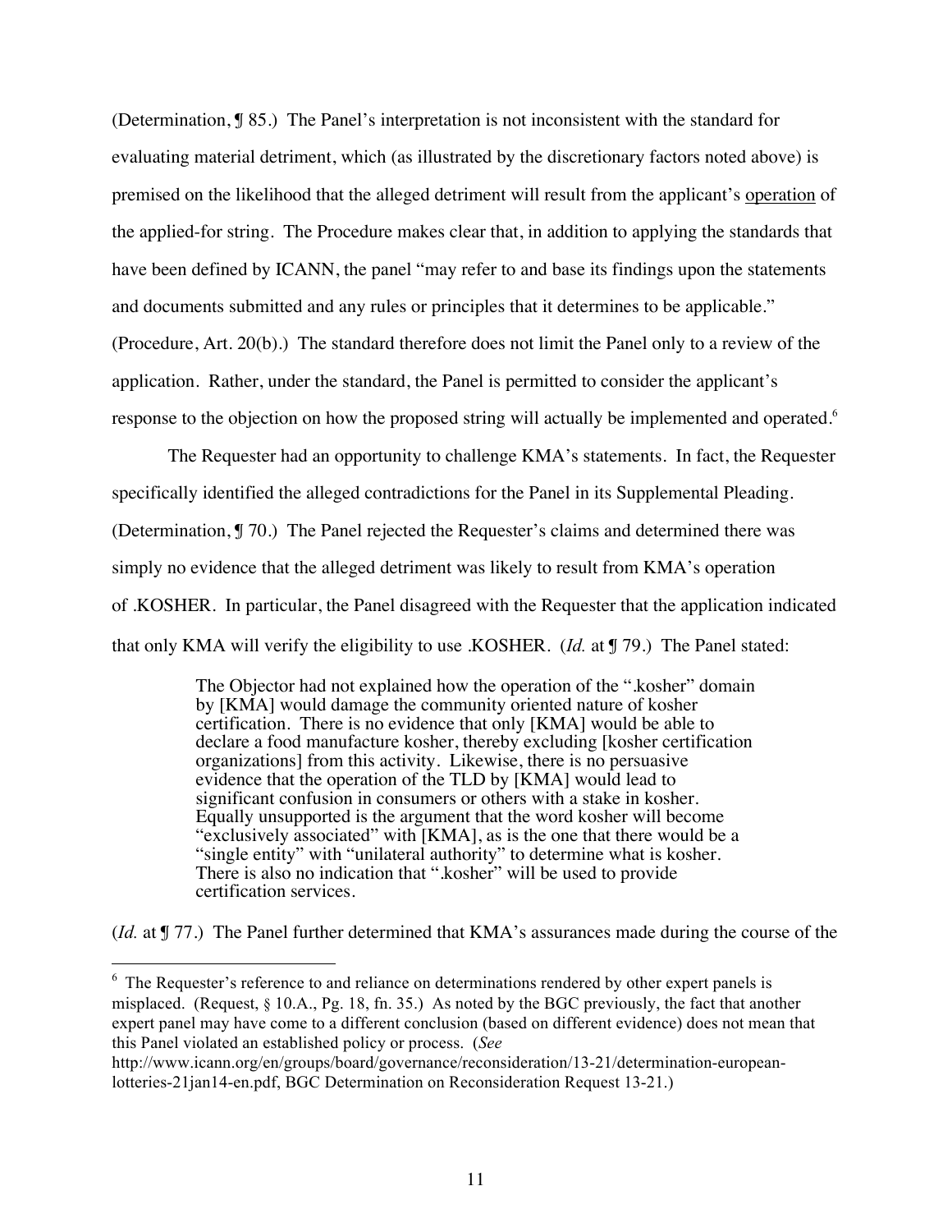(Determination, ¶ 85.) The Panel's interpretation is not inconsistent with the standard for evaluating material detriment, which (as illustrated by the discretionary factors noted above) is premised on the likelihood that the alleged detriment will result from the applicant's <u>operation</u> of the applied-for string. The Procedure makes clear that, in addition to applying the standards that have been defined by ICANN, the panel "may refer to and base its findings upon the statements and documents submitted and any rules or principles that it determines to be applicable." (Procedure, Art. 20(b).) The standard therefore does not limit the Panel only to a review of the application. Rather, under the standard, the Panel is permitted to consider the applicant's response to the objection on how the proposed string will actually be implemented and operated.[6]

The Requester had an opportunity to challenge KMA's statements. In fact, the Requester specifically identified the alleged contradictions for the Panel in its Supplemental Pleading. (Determination, ¶ 70.) The Panel rejected the Requester's claims and determined there was simply no evidence that the alleged detriment was likely to result from KMA's operation of .KOSHER. In particular, the Panel disagreed with the Requester that the application indicated that only KMA will verify the eligibility to use .KOSHER. (*Id.* at ¶ 79.) The Panel stated:

> The Objector had not explained how the operation of the ".kosher" domain by [KMA] would damage the community oriented nature of kosher certification. There is no evidence that only [KMA] would be able to declare a food manufacture kosher, thereby excluding [kosher certification organizations] from this activity. Likewise, there is no persuasive evidence that the operation of the TLD by [KMA] would lead to significant confusion in consumers or others with a stake in kosher. Equally unsupported is the argument that the word kosher will become "exclusively associated" with [KMA], as is the one that there would be a "single entity" with "unilateral authority" to determine what is kosher. There is also no indication that ".kosher" will be used to provide certification services.

(*Id.* at ¶ 77.) The Panel further determined that KMA's assurances made during the course of the

---

[6] The Requester's reference to and reliance on determinations rendered by other expert panels is misplaced. (Request, § 10.A., Pg. 18, fn. 35.) As noted by the BGC previously, the fact that another expert panel may have come to a different conclusion (based on different evidence) does not mean that this Panel violated an established policy or process. (*See* http://www.icann.org/en/groups/board/governance/reconsideration/13-21/determination-european-lotteries-21jan14-en.pdf, BGC Determination on Reconsideration Request 13-21.)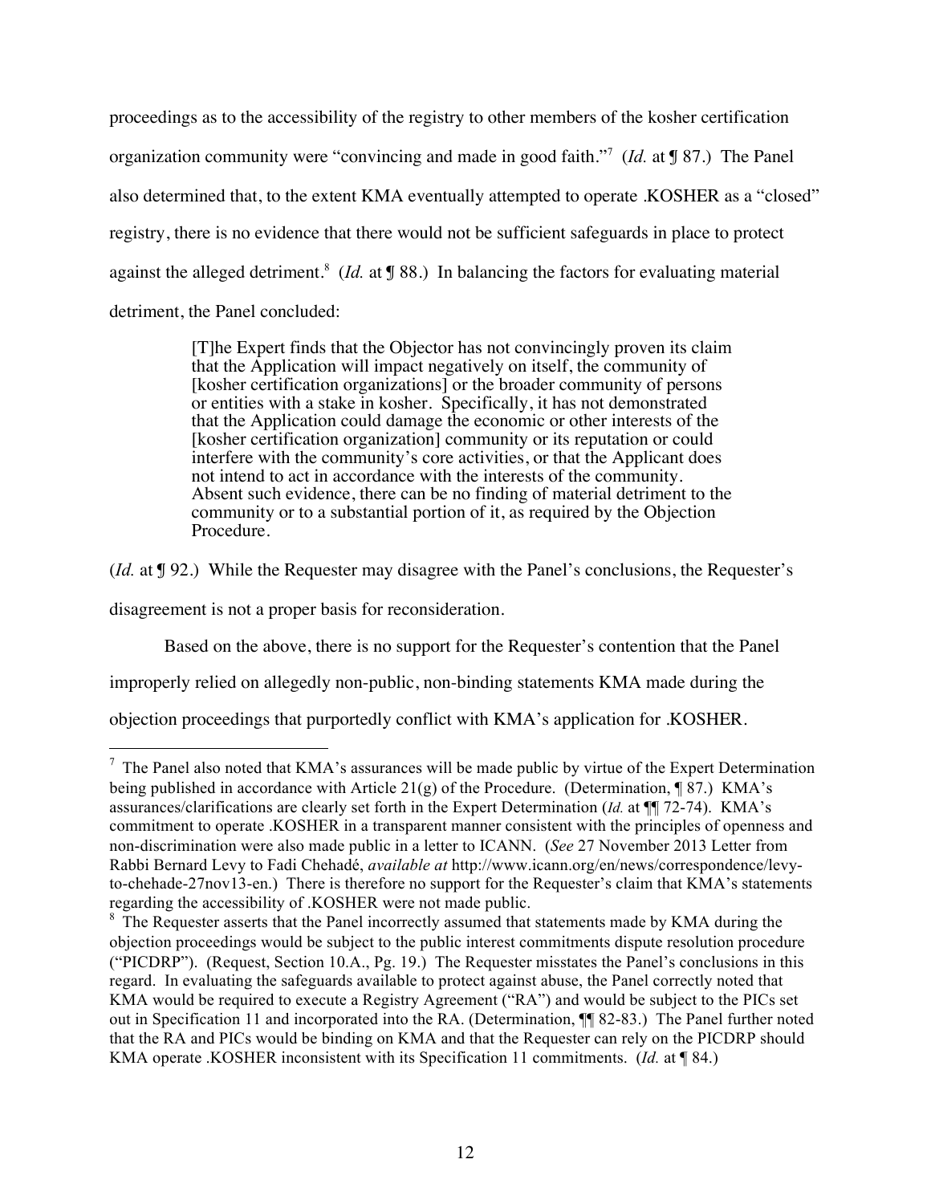proceedings as to the accessibility of the registry to other members of the kosher certification organization community were "convincing and made in good faith."[7] (*Id.* at ¶ 87.) The Panel also determined that, to the extent KMA eventually attempted to operate .KOSHER as a "closed" registry, there is no evidence that there would not be sufficient safeguards in place to protect against the alleged detriment.[8] (*Id.* at ¶ 88.) In balancing the factors for evaluating material detriment, the Panel concluded:

> [T]he Expert finds that the Objector has not convincingly proven its claim that the Application will impact negatively on itself, the community of [kosher certification organizations] or the broader community of persons or entities with a stake in kosher. Specifically, it has not demonstrated that the Application could damage the economic or other interests of the [kosher certification organization] community or its reputation or could interfere with the community's core activities, or that the Applicant does not intend to act in accordance with the interests of the community. Absent such evidence, there can be no finding of material detriment to the community or to a substantial portion of it, as required by the Objection Procedure.

(*Id.* at ¶ 92.) While the Requester may disagree with the Panel's conclusions, the Requester's disagreement is not a proper basis for reconsideration.

Based on the above, there is no support for the Requester's contention that the Panel improperly relied on allegedly non-public, non-binding statements KMA made during the objection proceedings that purportedly conflict with KMA's application for .KOSHER.

---

[7] The Panel also noted that KMA's assurances will be made public by virtue of the Expert Determination being published in accordance with Article 21(g) of the Procedure. (Determination, ¶ 87.) KMA's assurances/clarifications are clearly set forth in the Expert Determination (*Id.* at ¶¶ 72-74). KMA's commitment to operate .KOSHER in a transparent manner consistent with the principles of openness and non-discrimination were also made public in a letter to ICANN. (*See* 27 November 2013 Letter from Rabbi Bernard Levy to Fadi Chehadé, *available at* http://www.icann.org/en/news/correspondence/levy-to-chehade-27nov13-en.) There is therefore no support for the Requester's claim that KMA's statements regarding the accessibility of .KOSHER were not made public.

[8] The Requester asserts that the Panel incorrectly assumed that statements made by KMA during the objection proceedings would be subject to the public interest commitments dispute resolution procedure ("PICDRP"). (Request, Section 10.A., Pg. 19.) The Requester misstates the Panel's conclusions in this regard. In evaluating the safeguards available to protect against abuse, the Panel correctly noted that KMA would be required to execute a Registry Agreement ("RA") and would be subject to the PICs set out in Specification 11 and incorporated into the RA. (Determination, ¶¶ 82-83.) The Panel further noted that the RA and PICs would be binding on KMA and that the Requester can rely on the PICDRP should KMA operate .KOSHER inconsistent with its Specification 11 commitments. (*Id.* at ¶ 84.)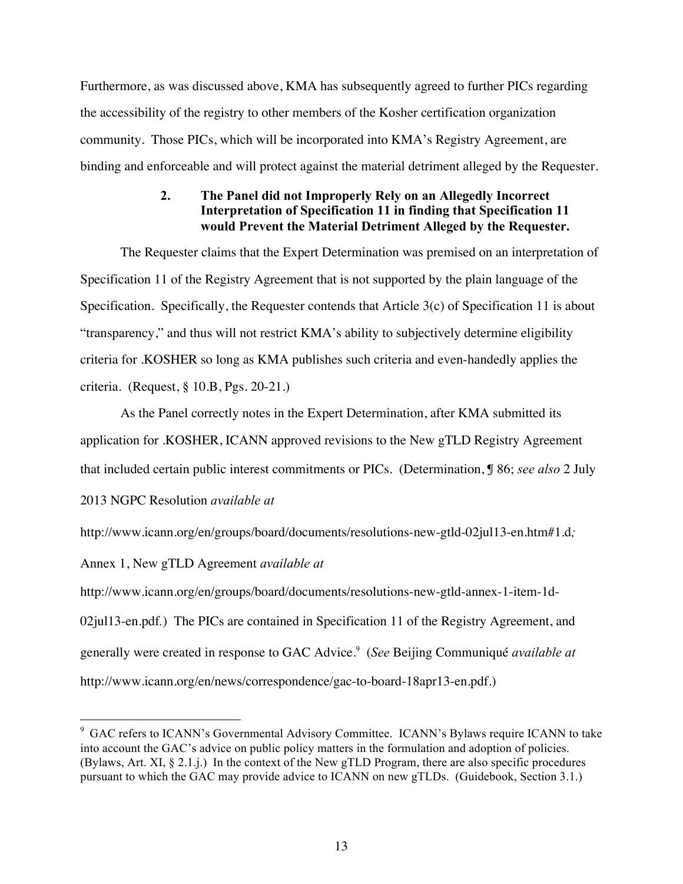Furthermore, as was discussed above, KMA has subsequently agreed to further PICs regarding the accessibility of the registry to other members of the Kosher certification organization community. Those PICs, which will be incorporated into KMA's Registry Agreement, are binding and enforceable and will protect against the material detriment alleged by the Requester.

**2. The Panel did not Improperly Rely on an Allegedly Incorrect Interpretation of Specification 11 in finding that Specification 11 would Prevent the Material Detriment Alleged by the Requester.**

The Requester claims that the Expert Determination was premised on an interpretation of Specification 11 of the Registry Agreement that is not supported by the plain language of the Specification. Specifically, the Requester contends that Article 3(c) of Specification 11 is about "transparency," and thus will not restrict KMA's ability to subjectively determine eligibility criteria for .KOSHER so long as KMA publishes such criteria and even-handedly applies the criteria. (Request, § 10.B, Pgs. 20-21.)

As the Panel correctly notes in the Expert Determination, after KMA submitted its application for .KOSHER, ICANN approved revisions to the New gTLD Registry Agreement that included certain public interest commitments or PICs. (Determination, ¶ 86; *see also* 2 July 2013 NGPC Resolution *available at* http://www.icann.org/en/groups/board/documents/resolutions-new-gtld-02jul13-en.htm#1.d*;* Annex 1, New gTLD Agreement *available at* http://www.icann.org/en/groups/board/documents/resolutions-new-gtld-annex-1-item-1d-02jul13-en.pdf.) The PICs are contained in Specification 11 of the Registry Agreement, and generally were created in response to GAC Advice.[9] (*See* Beijing Communiqué *available at* http://www.icann.org/en/news/correspondence/gac-to-board-18apr13-en.pdf.)

[9] GAC refers to ICANN's Governmental Advisory Committee. ICANN's Bylaws require ICANN to take into account the GAC's advice on public policy matters in the formulation and adoption of policies. (Bylaws, Art. XI, § 2.1.j.) In the context of the New gTLD Program, there are also specific procedures pursuant to which the GAC may provide advice to ICANN on new gTLDs. (Guidebook, Section 3.1.)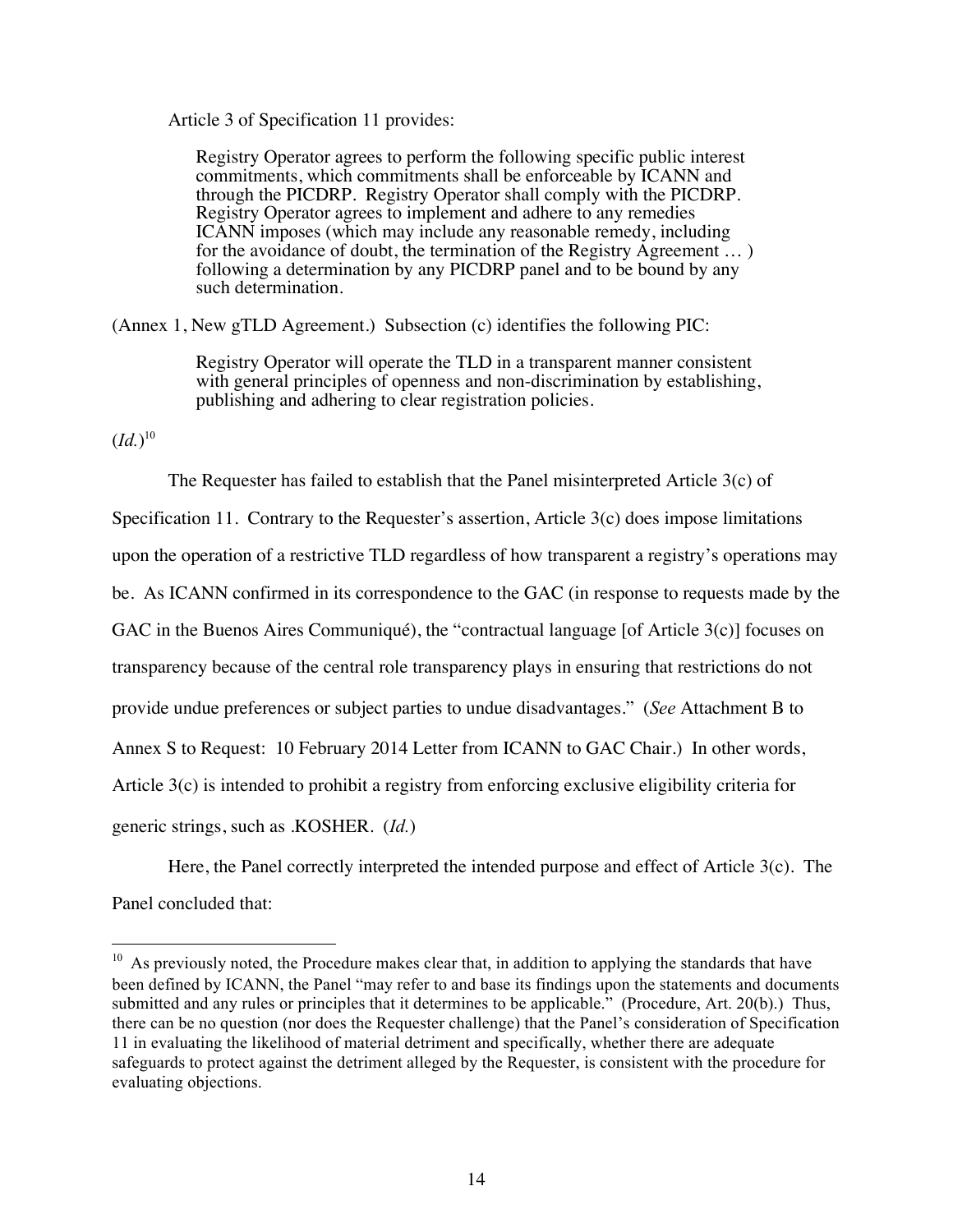Article 3 of Specification 11 provides:

> Registry Operator agrees to perform the following specific public interest commitments, which commitments shall be enforceable by ICANN and through the PICDRP. Registry Operator shall comply with the PICDRP. Registry Operator agrees to implement and adhere to any remedies ICANN imposes (which may include any reasonable remedy, including for the avoidance of doubt, the termination of the Registry Agreement … ) following a determination by any PICDRP panel and to be bound by any such determination.

(Annex 1, New gTLD Agreement.) Subsection (c) identifies the following PIC:

> Registry Operator will operate the TLD in a transparent manner consistent with general principles of openness and non-discrimination by establishing, publishing and adhering to clear registration policies.

(*Id.*)[10]

The Requester has failed to establish that the Panel misinterpreted Article 3(c) of Specification 11. Contrary to the Requester's assertion, Article 3(c) does impose limitations upon the operation of a restrictive TLD regardless of how transparent a registry's operations may be. As ICANN confirmed in its correspondence to the GAC (in response to requests made by the GAC in the Buenos Aires Communiqué), the "contractual language [of Article 3(c)] focuses on transparency because of the central role transparency plays in ensuring that restrictions do not provide undue preferences or subject parties to undue disadvantages." (*See* Attachment B to Annex S to Request: 10 February 2014 Letter from ICANN to GAC Chair.) In other words, Article 3(c) is intended to prohibit a registry from enforcing exclusive eligibility criteria for generic strings, such as .KOSHER. (*Id.*)

Here, the Panel correctly interpreted the intended purpose and effect of Article 3(c). The Panel concluded that:

---

[10] As previously noted, the Procedure makes clear that, in addition to applying the standards that have been defined by ICANN, the Panel "may refer to and base its findings upon the statements and documents submitted and any rules or principles that it determines to be applicable." (Procedure, Art. 20(b).) Thus, there can be no question (nor does the Requester challenge) that the Panel's consideration of Specification 11 in evaluating the likelihood of material detriment and specifically, whether there are adequate safeguards to protect against the detriment alleged by the Requester, is consistent with the procedure for evaluating objections.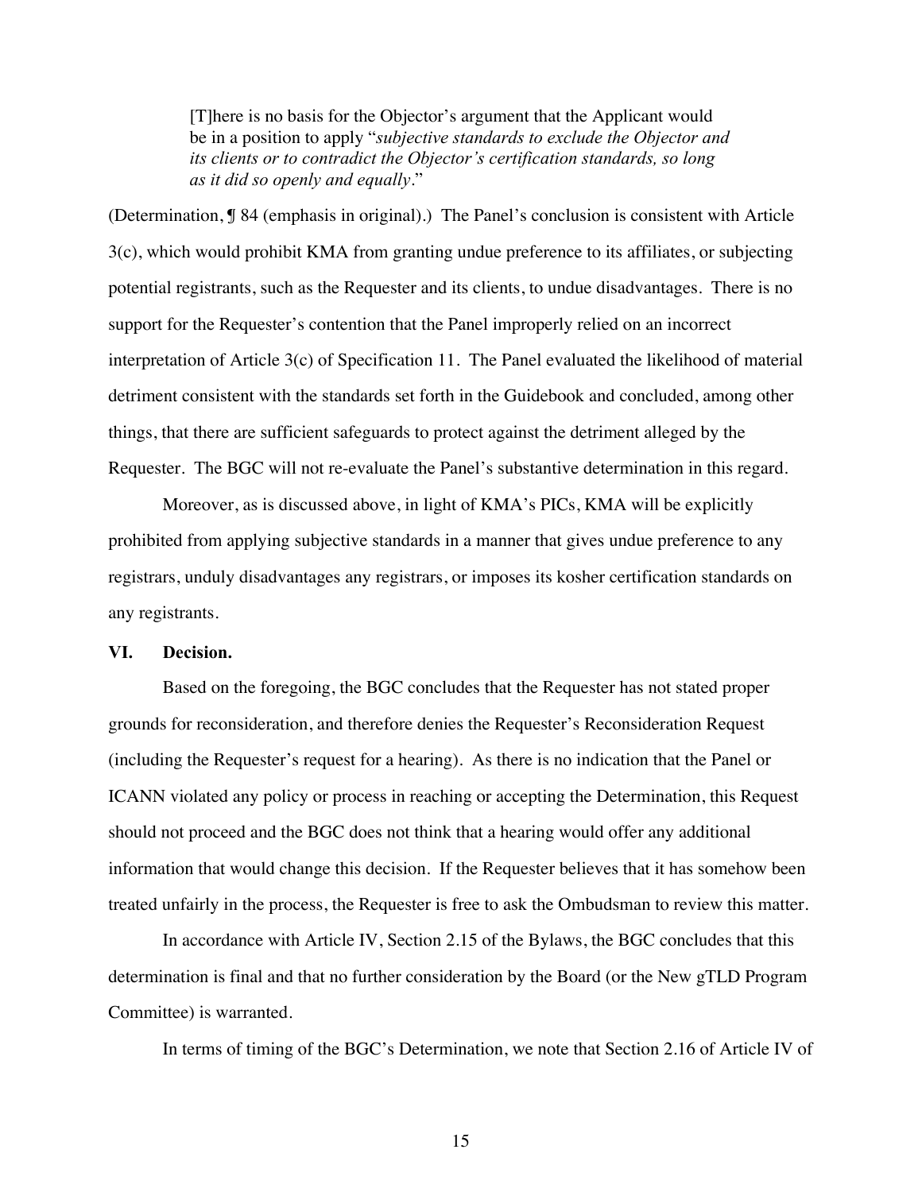> [T]here is no basis for the Objector's argument that the Applicant would be in a position to apply "*subjective standards to exclude the Objector and its clients or to contradict the Objector's certification standards, so long as it did so openly and equally*."

(Determination, ¶ 84 (emphasis in original).) The Panel's conclusion is consistent with Article 3(c), which would prohibit KMA from granting undue preference to its affiliates, or subjecting potential registrants, such as the Requester and its clients, to undue disadvantages. There is no support for the Requester's contention that the Panel improperly relied on an incorrect interpretation of Article 3(c) of Specification 11. The Panel evaluated the likelihood of material detriment consistent with the standards set forth in the Guidebook and concluded, among other things, that there are sufficient safeguards to protect against the detriment alleged by the Requester. The BGC will not re-evaluate the Panel's substantive determination in this regard.

Moreover, as is discussed above, in light of KMA's PICs, KMA will be explicitly prohibited from applying subjective standards in a manner that gives undue preference to any registrars, unduly disadvantages any registrars, or imposes its kosher certification standards on any registrants.

## VI. Decision.

Based on the foregoing, the BGC concludes that the Requester has not stated proper grounds for reconsideration, and therefore denies the Requester's Reconsideration Request (including the Requester's request for a hearing). As there is no indication that the Panel or ICANN violated any policy or process in reaching or accepting the Determination, this Request should not proceed and the BGC does not think that a hearing would offer any additional information that would change this decision. If the Requester believes that it has somehow been treated unfairly in the process, the Requester is free to ask the Ombudsman to review this matter.

In accordance with Article IV, Section 2.15 of the Bylaws, the BGC concludes that this determination is final and that no further consideration by the Board (or the New gTLD Program Committee) is warranted.

In terms of timing of the BGC's Determination, we note that Section 2.16 of Article IV of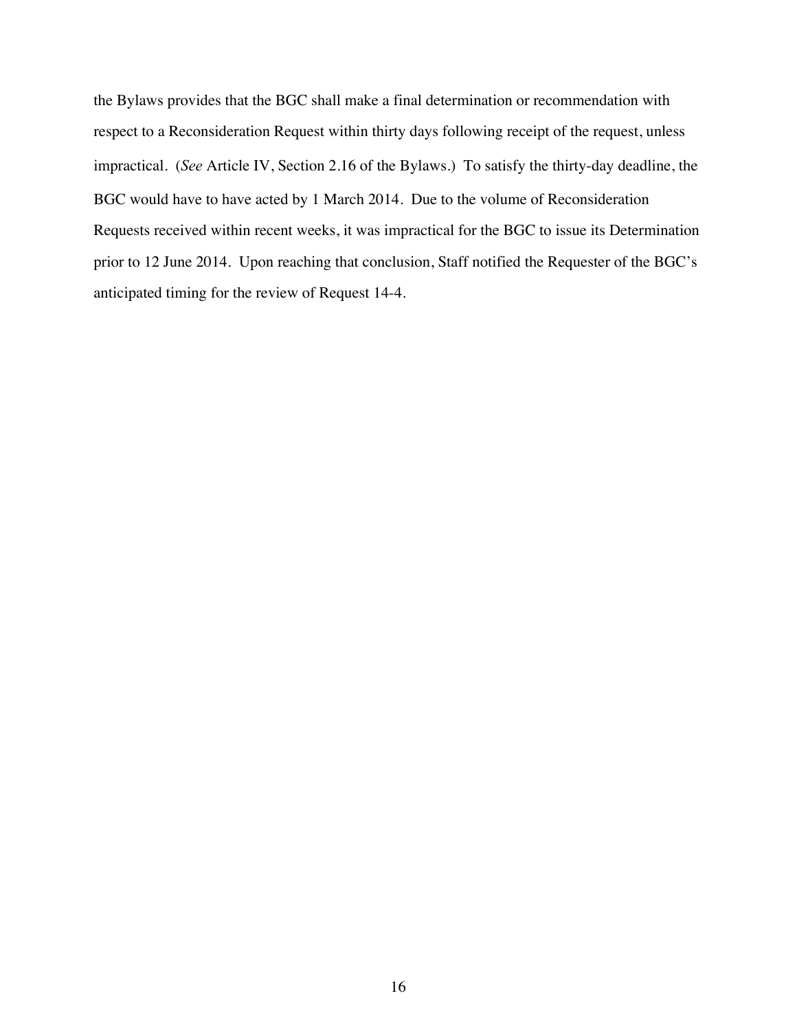the Bylaws provides that the BGC shall make a final determination or recommendation with respect to a Reconsideration Request within thirty days following receipt of the request, unless impractical. (*See* Article IV, Section 2.16 of the Bylaws.) To satisfy the thirty-day deadline, the BGC would have to have acted by 1 March 2014. Due to the volume of Reconsideration Requests received within recent weeks, it was impractical for the BGC to issue its Determination prior to 12 June 2014. Upon reaching that conclusion, Staff notified the Requester of the BGC's anticipated timing for the review of Request 14-4.